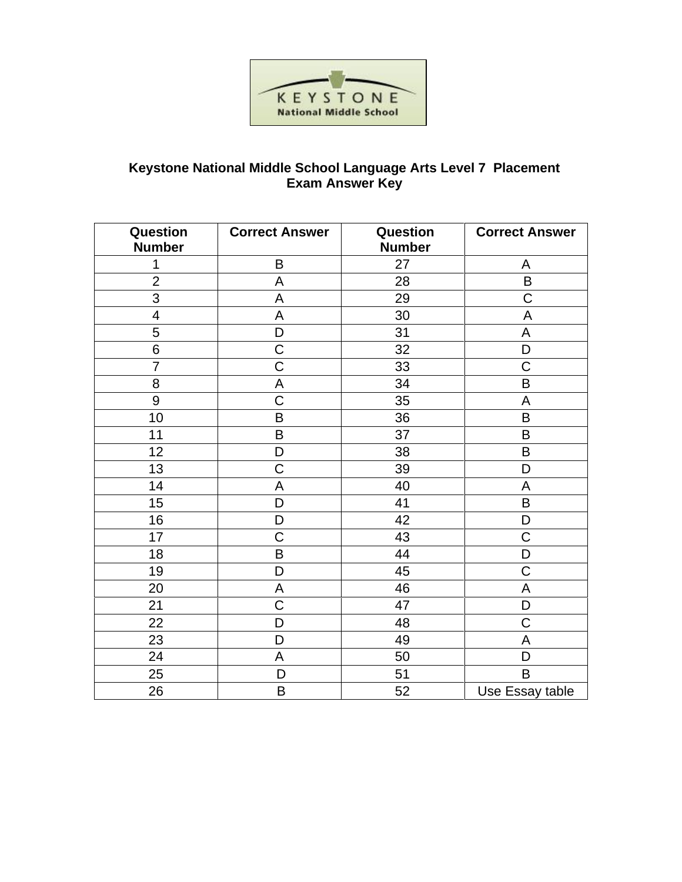KEYSTONE
National Middle School

# Keystone National Middle School Language Arts Level 7 Placement Exam Answer Key

| Question Number | Correct Answer | Question Number | Correct Answer |
|---|---|---|---|
| 1 | B | 27 | A |
| 2 | A | 28 | B |
| 3 | A | 29 | C |
| 4 | A | 30 | A |
| 5 | D | 31 | A |
| 6 | C | 32 | D |
| 7 | C | 33 | C |
| 8 | A | 34 | B |
| 9 | C | 35 | A |
| 10 | B | 36 | B |
| 11 | B | 37 | B |
| 12 | D | 38 | B |
| 13 | C | 39 | D |
| 14 | A | 40 | A |
| 15 | D | 41 | B |
| 16 | D | 42 | D |
| 17 | C | 43 | C |
| 18 | B | 44 | D |
| 19 | D | 45 | C |
| 20 | A | 46 | A |
| 21 | C | 47 | D |
| 22 | D | 48 | C |
| 23 | D | 49 | A |
| 24 | A | 50 | D |
| 25 | D | 51 | B |
| 26 | B | 52 | Use Essay table |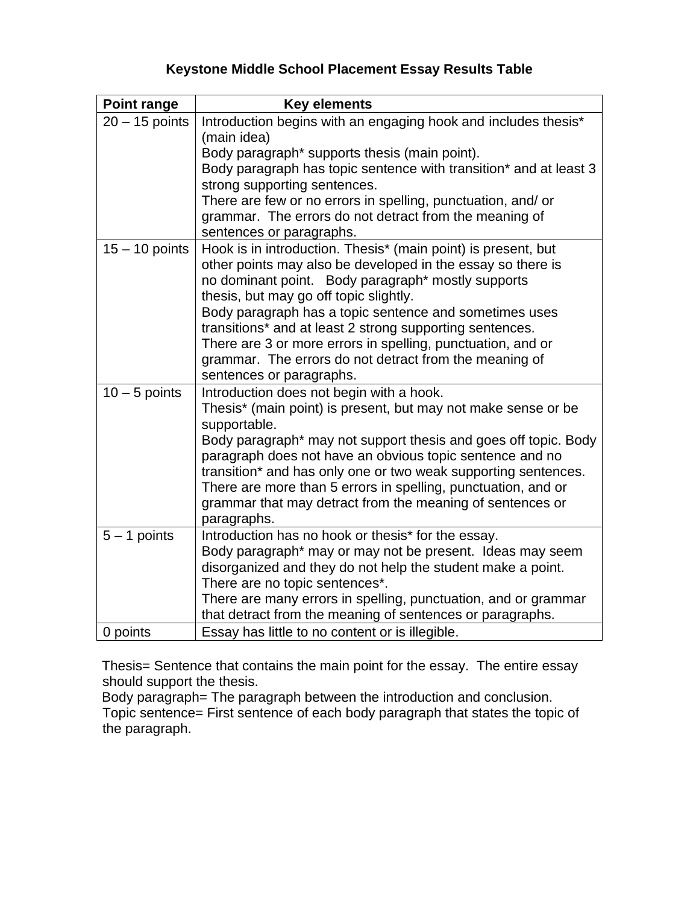## Keystone Middle School Placement Essay Results Table

| Point range | Key elements |
| --- | --- |
| 20 – 15 points | Introduction begins with an engaging hook and includes thesis* (main idea) Body paragraph* supports thesis (main point). Body paragraph has topic sentence with transition* and at least 3 strong supporting sentences. There are few or no errors in spelling, punctuation, and/ or grammar. The errors do not detract from the meaning of sentences or paragraphs. |
| 15 – 10 points | Hook is in introduction. Thesis* (main point) is present, but other points may also be developed in the essay so there is no dominant point. Body paragraph* mostly supports thesis, but may go off topic slightly. Body paragraph has a topic sentence and sometimes uses transitions* and at least 2 strong supporting sentences. There are 3 or more errors in spelling, punctuation, and or grammar. The errors do not detract from the meaning of sentences or paragraphs. |
| 10 – 5 points | Introduction does not begin with a hook. Thesis* (main point) is present, but may not make sense or be supportable. Body paragraph* may not support thesis and goes off topic. Body paragraph does not have an obvious topic sentence and no transition* and has only one or two weak supporting sentences. There are more than 5 errors in spelling, punctuation, and or grammar that may detract from the meaning of sentences or paragraphs. |
| 5 – 1 points | Introduction has no hook or thesis* for the essay. Body paragraph* may or may not be present. Ideas may seem disorganized and they do not help the student make a point. There are no topic sentences*. There are many errors in spelling, punctuation, and or grammar that detract from the meaning of sentences or paragraphs. |
| 0 points | Essay has little to no content or is illegible. |

Thesis= Sentence that contains the main point for the essay. The entire essay should support the thesis.
Body paragraph= The paragraph between the introduction and conclusion.
Topic sentence= First sentence of each body paragraph that states the topic of the paragraph.